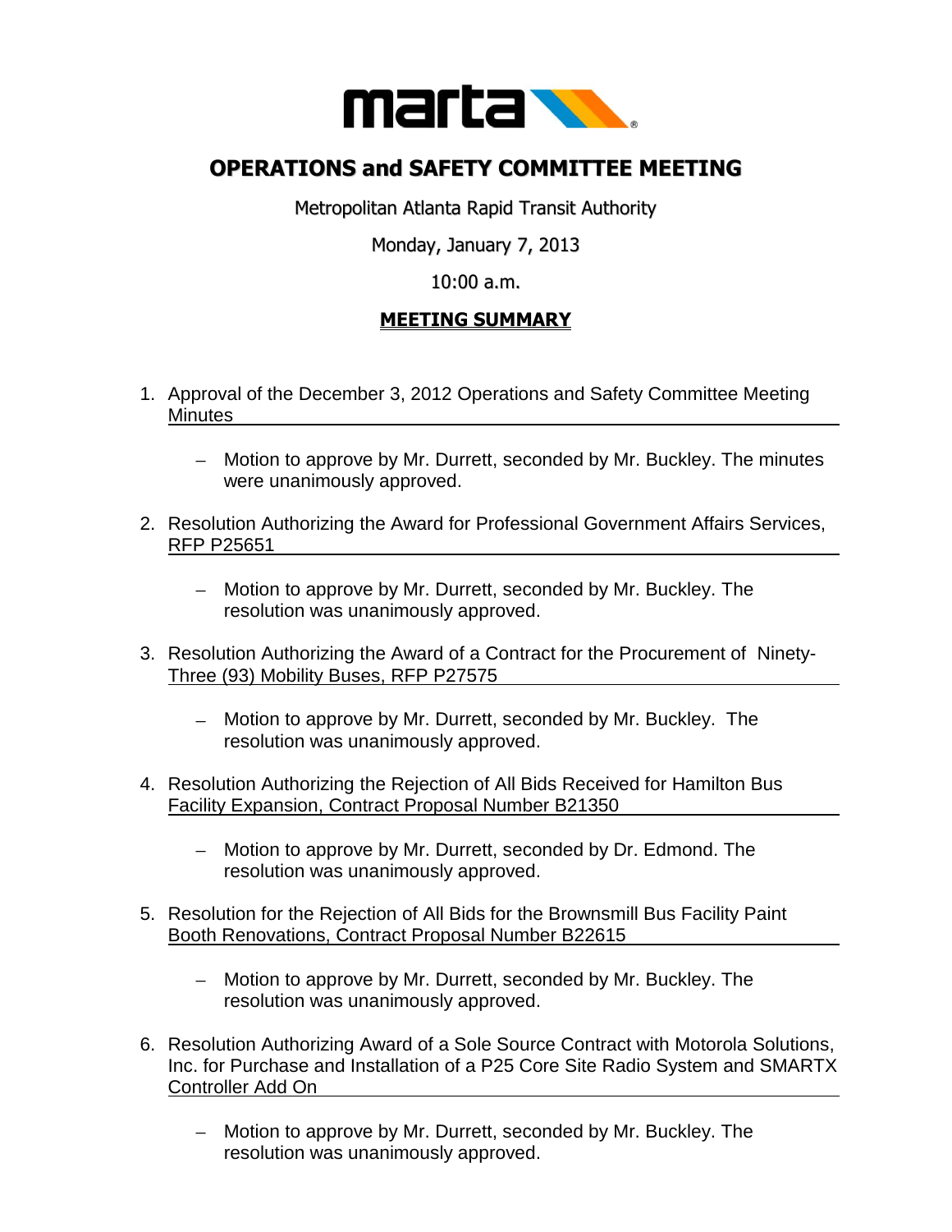# OPERATIONS and SAFETY COMMITTEE MEETING

Metropolitan Atlanta Rapid Transit Authority

Monday, January 7, 2013

10:00 a.m.

## MEETING SUMMARY

1. Approval of the December 3, 2012 Operations and Safety Committee Meeting Minutes

   - Motion to approve by Mr. Durrett, seconded by Mr. Buckley. The minutes were unanimously approved.

2. Resolution Authorizing the Award for Professional Government Affairs Services, RFP P25651

   - Motion to approve by Mr. Durrett, seconded by Mr. Buckley. The resolution was unanimously approved.

3. Resolution Authorizing the Award of a Contract for the Procurement of Ninety-Three (93) Mobility Buses, RFP P27575

   - Motion to approve by Mr. Durrett, seconded by Mr. Buckley. The resolution was unanimously approved.

4. Resolution Authorizing the Rejection of All Bids Received for Hamilton Bus Facility Expansion, Contract Proposal Number B21350

   - Motion to approve by Mr. Durrett, seconded by Dr. Edmond. The resolution was unanimously approved.

5. Resolution for the Rejection of All Bids for the Brownsmill Bus Facility Paint Booth Renovations, Contract Proposal Number B22615

   - Motion to approve by Mr. Durrett, seconded by Mr. Buckley. The resolution was unanimously approved.

6. Resolution Authorizing Award of a Sole Source Contract with Motorola Solutions, Inc. for Purchase and Installation of a P25 Core Site Radio System and SMARTX Controller Add On

   - Motion to approve by Mr. Durrett, seconded by Mr. Buckley. The resolution was unanimously approved.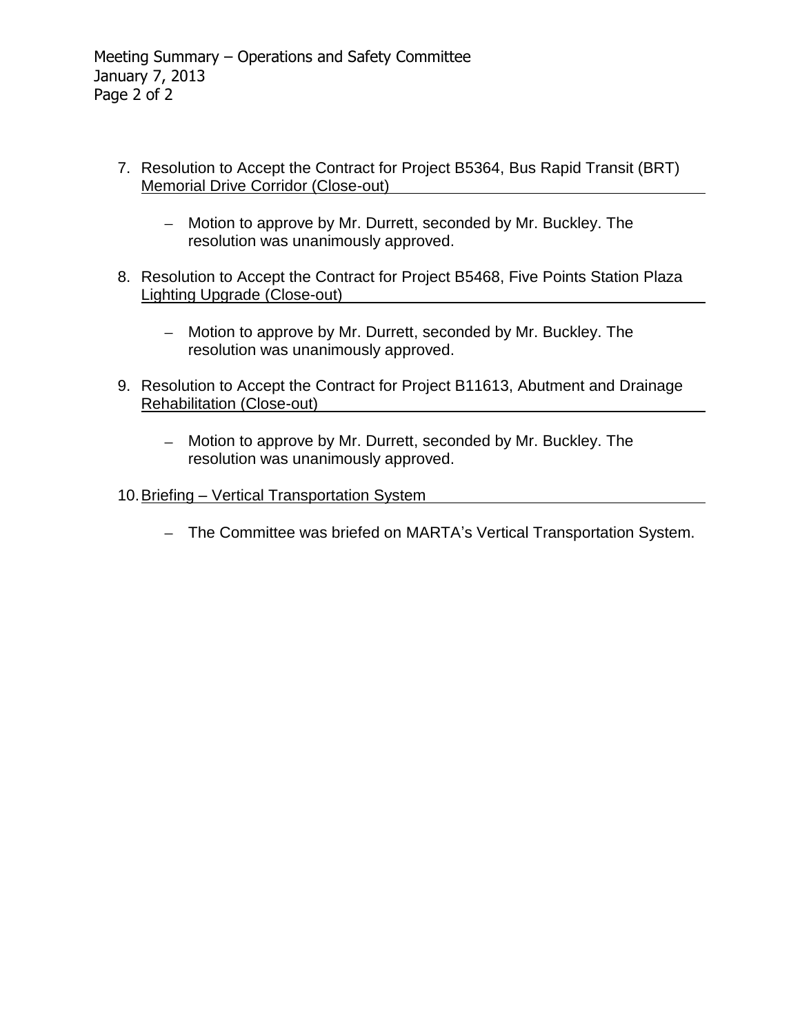7. Resolution to Accept the Contract for Project B5364, Bus Rapid Transit (BRT) Memorial Drive Corridor (Close-out)

   – Motion to approve by Mr. Durrett, seconded by Mr. Buckley. The resolution was unanimously approved.

8. Resolution to Accept the Contract for Project B5468, Five Points Station Plaza Lighting Upgrade (Close-out)

   – Motion to approve by Mr. Durrett, seconded by Mr. Buckley. The resolution was unanimously approved.

9. Resolution to Accept the Contract for Project B11613, Abutment and Drainage Rehabilitation (Close-out)

   – Motion to approve by Mr. Durrett, seconded by Mr. Buckley. The resolution was unanimously approved.

10. Briefing – Vertical Transportation System

   – The Committee was briefed on MARTA's Vertical Transportation System.